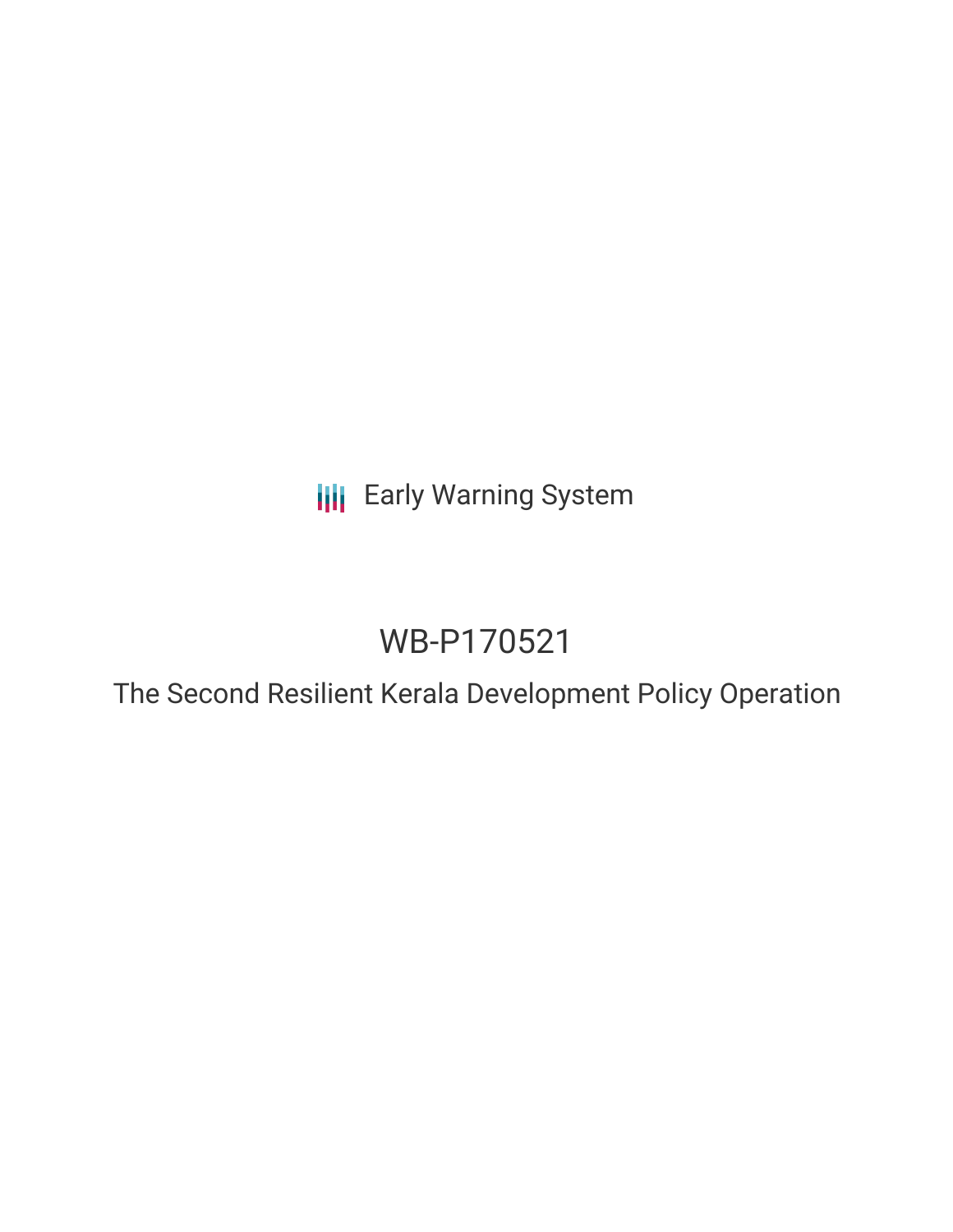Early Warning System

# WB-P170521

## The Second Resilient Kerala Development Policy Operation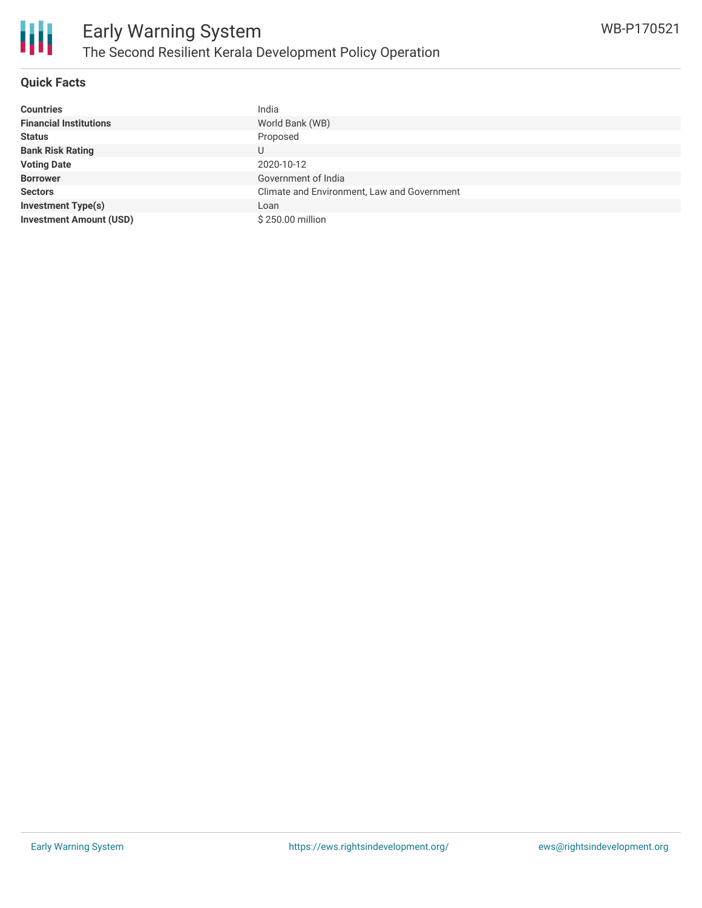# Early Warning System

## The Second Resilient Kerala Development Policy Operation

WB-P170521

### Quick Facts

| | |
|---|---|
| **Countries** | India |
| **Financial Institutions** | World Bank (WB) |
| **Status** | Proposed |
| **Bank Risk Rating** | U |
| **Voting Date** | 2020-10-12 |
| **Borrower** | Government of India |
| **Sectors** | Climate and Environment, Law and Government |
| **Investment Type(s)** | Loan |
| **Investment Amount (USD)** | $ 250.00 million |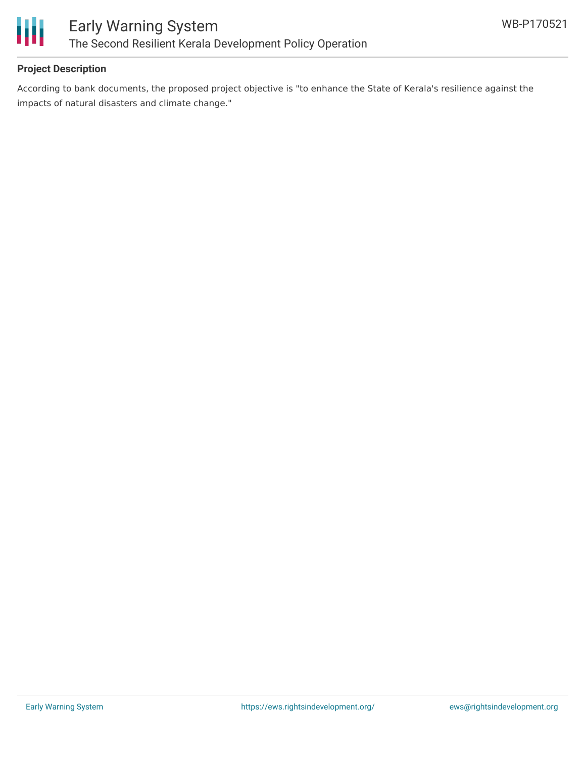## Project Description

According to bank documents, the proposed project objective is "to enhance the State of Kerala's resilience against the impacts of natural disasters and climate change."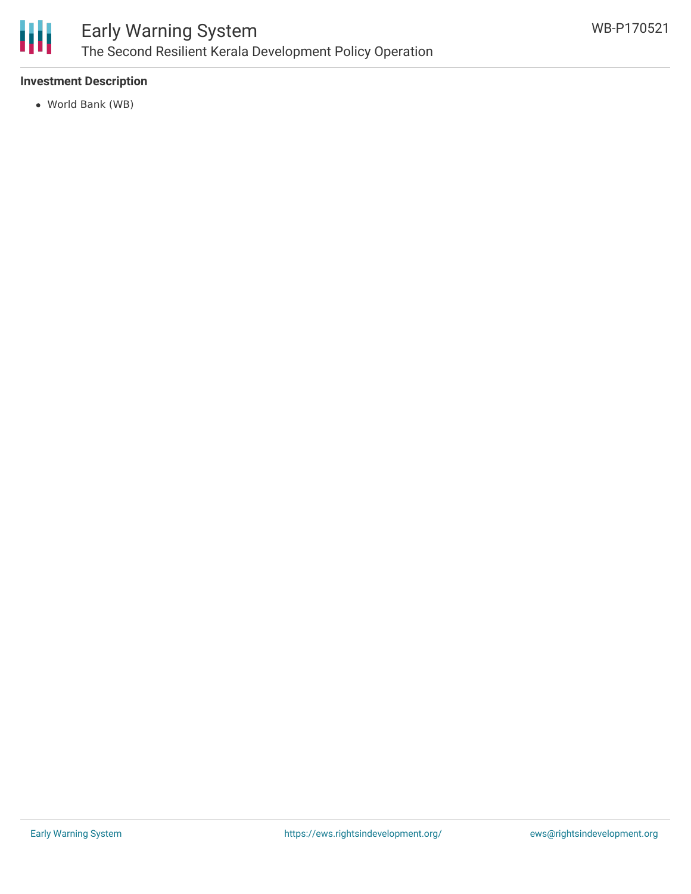**Investment Description**

- World Bank (WB)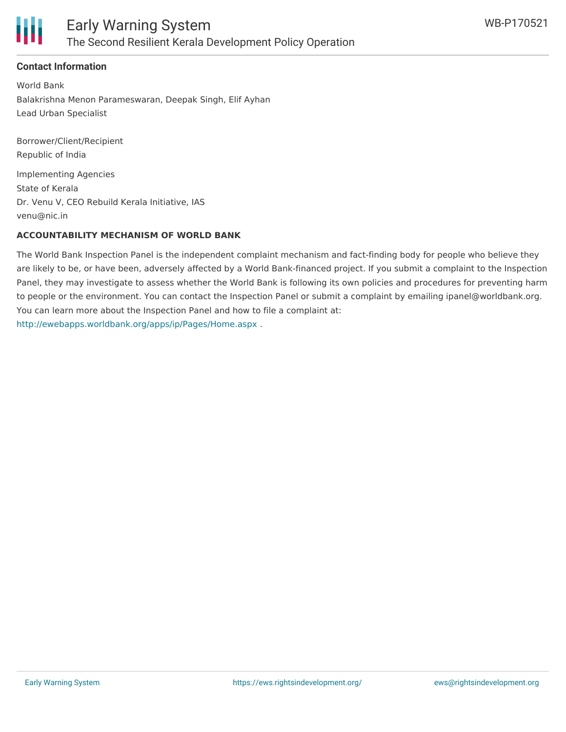**Contact Information**

World Bank
Balakrishna Menon Parameswaran, Deepak Singh, Elif Ayhan
Lead Urban Specialist

Borrower/Client/Recipient
Republic of India

Implementing Agencies
State of Kerala
Dr. Venu V, CEO Rebuild Kerala Initiative, IAS
venu@nic.in

**ACCOUNTABILITY MECHANISM OF WORLD BANK**

The World Bank Inspection Panel is the independent complaint mechanism and fact-finding body for people who believe they are likely to be, or have been, adversely affected by a World Bank-financed project. If you submit a complaint to the Inspection Panel, they may investigate to assess whether the World Bank is following its own policies and procedures for preventing harm to people or the environment. You can contact the Inspection Panel or submit a complaint by emailing ipanel@worldbank.org. You can learn more about the Inspection Panel and how to file a complaint at: http://ewebapps.worldbank.org/apps/ip/Pages/Home.aspx .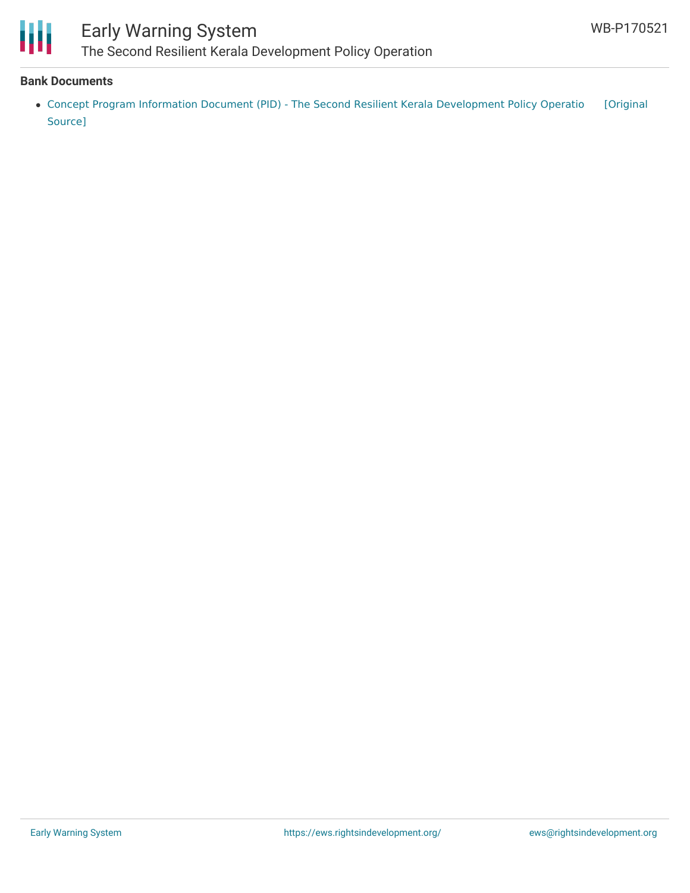## Bank Documents

- Concept Program Information Document (PID) - The Second Resilient Kerala Development Policy Operatio [Original Source]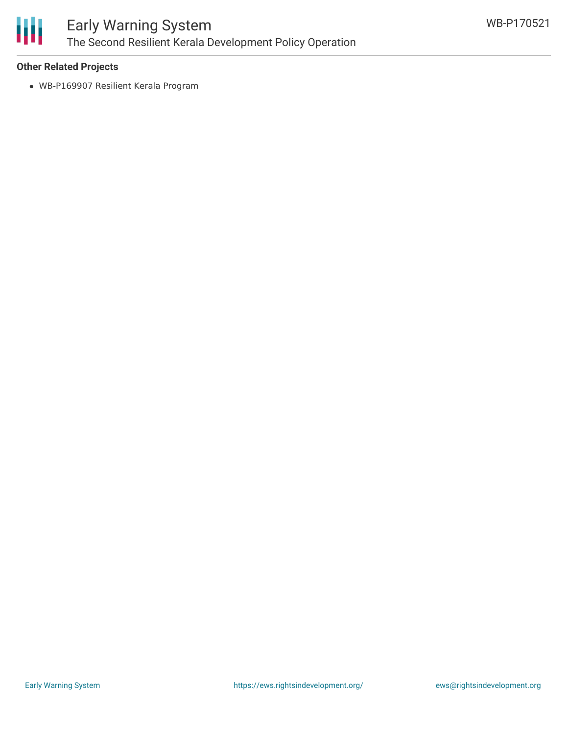**Other Related Projects**

- WB-P169907 Resilient Kerala Program